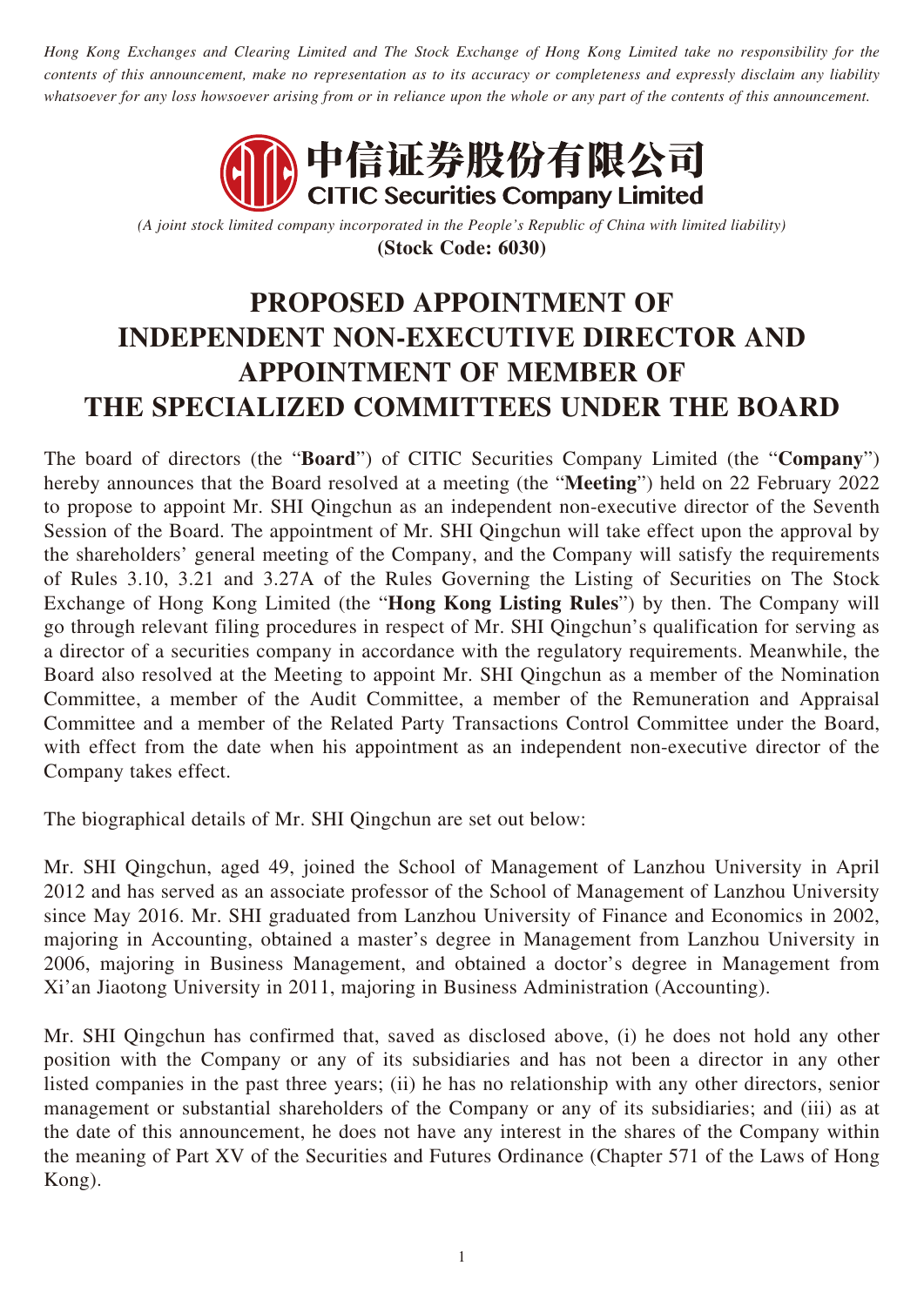*Hong Kong Exchanges and Clearing Limited and The Stock Exchange of Hong Kong Limited take no responsibility for the contents of this announcement, make no representation as to its accuracy or completeness and expressly disclaim any liability whatsoever for any loss howsoever arising from or in reliance upon the whole or any part of the contents of this announcement.*

中信证券股份有限公司
**CITIC Securities Company Limited**

*(A joint stock limited company incorporated in the People's Republic of China with limited liability)*
**(Stock Code: 6030)**

# PROPOSED APPOINTMENT OF INDEPENDENT NON-EXECUTIVE DIRECTOR AND APPOINTMENT OF MEMBER OF THE SPECIALIZED COMMITTEES UNDER THE BOARD

The board of directors (the "**Board**") of CITIC Securities Company Limited (the "**Company**") hereby announces that the Board resolved at a meeting (the "**Meeting**") held on 22 February 2022 to propose to appoint Mr. SHI Qingchun as an independent non-executive director of the Seventh Session of the Board. The appointment of Mr. SHI Qingchun will take effect upon the approval by the shareholders' general meeting of the Company, and the Company will satisfy the requirements of Rules 3.10, 3.21 and 3.27A of the Rules Governing the Listing of Securities on The Stock Exchange of Hong Kong Limited (the "**Hong Kong Listing Rules**") by then. The Company will go through relevant filing procedures in respect of Mr. SHI Qingchun's qualification for serving as a director of a securities company in accordance with the regulatory requirements. Meanwhile, the Board also resolved at the Meeting to appoint Mr. SHI Qingchun as a member of the Nomination Committee, a member of the Audit Committee, a member of the Remuneration and Appraisal Committee and a member of the Related Party Transactions Control Committee under the Board, with effect from the date when his appointment as an independent non-executive director of the Company takes effect.

The biographical details of Mr. SHI Qingchun are set out below:

Mr. SHI Qingchun, aged 49, joined the School of Management of Lanzhou University in April 2012 and has served as an associate professor of the School of Management of Lanzhou University since May 2016. Mr. SHI graduated from Lanzhou University of Finance and Economics in 2002, majoring in Accounting, obtained a master's degree in Management from Lanzhou University in 2006, majoring in Business Management, and obtained a doctor's degree in Management from Xi'an Jiaotong University in 2011, majoring in Business Administration (Accounting).

Mr. SHI Qingchun has confirmed that, saved as disclosed above, (i) he does not hold any other position with the Company or any of its subsidiaries and has not been a director in any other listed companies in the past three years; (ii) he has no relationship with any other directors, senior management or substantial shareholders of the Company or any of its subsidiaries; and (iii) as at the date of this announcement, he does not have any interest in the shares of the Company within the meaning of Part XV of the Securities and Futures Ordinance (Chapter 571 of the Laws of Hong Kong).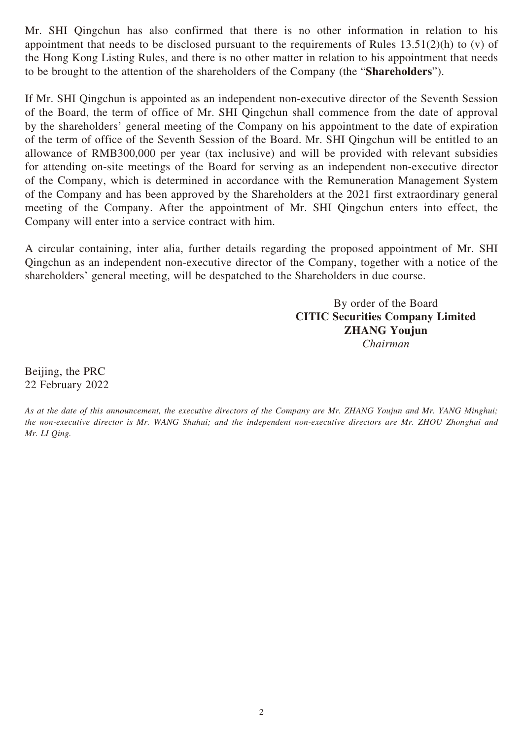Mr. SHI Qingchun has also confirmed that there is no other information in relation to his appointment that needs to be disclosed pursuant to the requirements of Rules 13.51(2)(h) to (v) of the Hong Kong Listing Rules, and there is no other matter in relation to his appointment that needs to be brought to the attention of the shareholders of the Company (the "**Shareholders**").

If Mr. SHI Qingchun is appointed as an independent non-executive director of the Seventh Session of the Board, the term of office of Mr. SHI Qingchun shall commence from the date of approval by the shareholders' general meeting of the Company on his appointment to the date of expiration of the term of office of the Seventh Session of the Board. Mr. SHI Qingchun will be entitled to an allowance of RMB300,000 per year (tax inclusive) and will be provided with relevant subsidies for attending on-site meetings of the Board for serving as an independent non-executive director of the Company, which is determined in accordance with the Remuneration Management System of the Company and has been approved by the Shareholders at the 2021 first extraordinary general meeting of the Company. After the appointment of Mr. SHI Qingchun enters into effect, the Company will enter into a service contract with him.

A circular containing, inter alia, further details regarding the proposed appointment of Mr. SHI Qingchun as an independent non-executive director of the Company, together with a notice of the shareholders' general meeting, will be despatched to the Shareholders in due course.

By order of the Board
**CITIC Securities Company Limited**
**ZHANG Youjun**
*Chairman*

Beijing, the PRC
22 February 2022

*As at the date of this announcement, the executive directors of the Company are Mr. ZHANG Youjun and Mr. YANG Minghui; the non-executive director is Mr. WANG Shuhui; and the independent non-executive directors are Mr. ZHOU Zhonghui and Mr. LI Qing.*